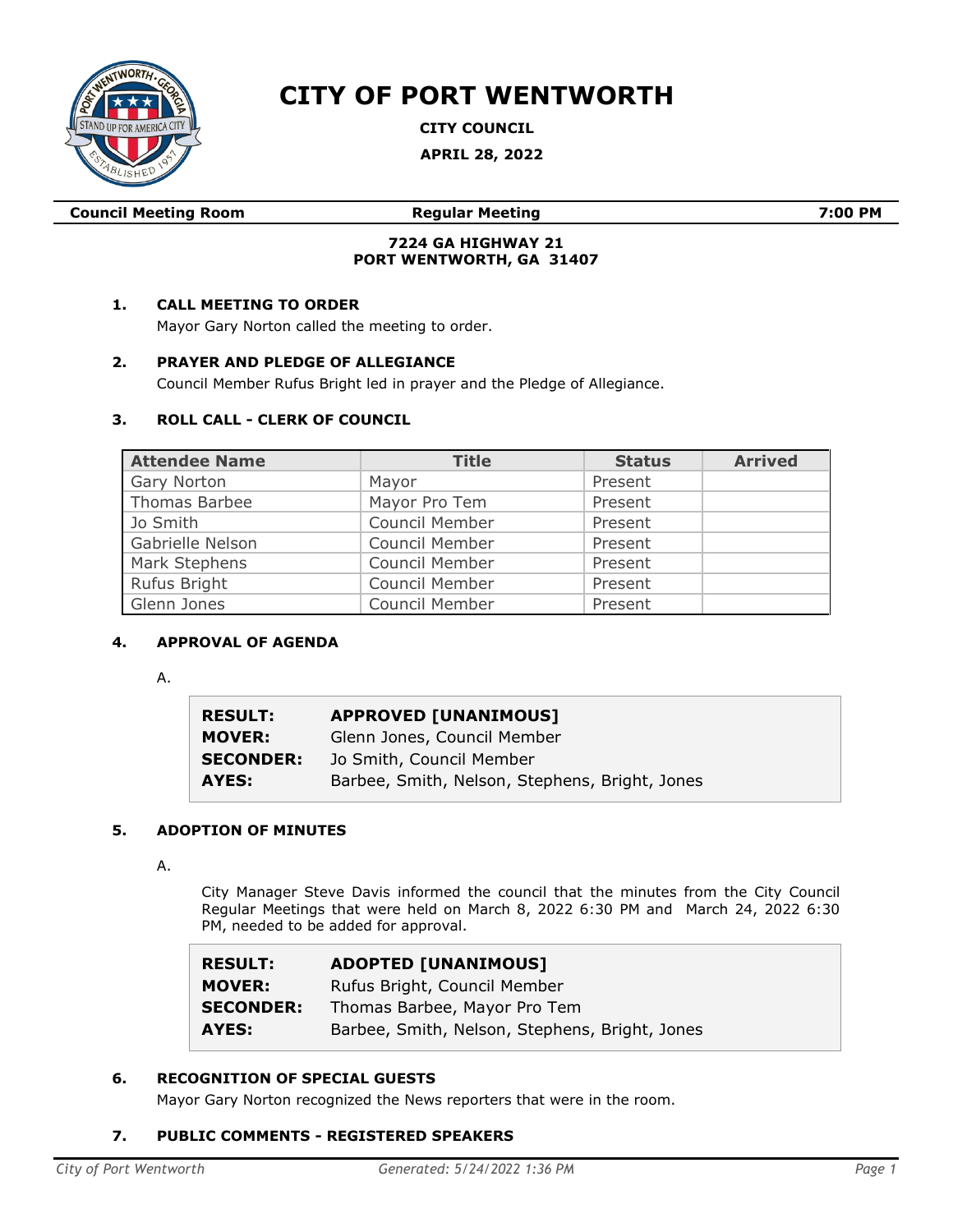# CITY OF PORT WENTWORTH

**CITY COUNCIL**

**APRIL 28, 2022**

| **Council Meeting Room** | **Regular Meeting** | **7:00 PM** |
|---|---|---|

**7224 GA HIGHWAY 21**
**PORT WENTWORTH, GA 31407**

## 1. CALL MEETING TO ORDER

Mayor Gary Norton called the meeting to order.

## 2. PRAYER AND PLEDGE OF ALLEGIANCE

Council Member Rufus Bright led in prayer and the Pledge of Allegiance.

## 3. ROLL CALL - CLERK OF COUNCIL

| Attendee Name | Title | Status | Arrived |
|---|---|---|---|
| Gary Norton | Mayor | Present | |
| Thomas Barbee | Mayor Pro Tem | Present | |
| Jo Smith | Council Member | Present | |
| Gabrielle Nelson | Council Member | Present | |
| Mark Stephens | Council Member | Present | |
| Rufus Bright | Council Member | Present | |
| Glenn Jones | Council Member | Present | |

## 4. APPROVAL OF AGENDA

A.

| | |
|---|---|
| **RESULT:** | **APPROVED [UNANIMOUS]** |
| **MOVER:** | Glenn Jones, Council Member |
| **SECONDER:** | Jo Smith, Council Member |
| **AYES:** | Barbee, Smith, Nelson, Stephens, Bright, Jones |

## 5. ADOPTION OF MINUTES

A.

City Manager Steve Davis informed the council that the minutes from the City Council Regular Meetings that were held on March 8, 2022 6:30 PM and March 24, 2022 6:30 PM, needed to be added for approval.

| | |
|---|---|
| **RESULT:** | **ADOPTED [UNANIMOUS]** |
| **MOVER:** | Rufus Bright, Council Member |
| **SECONDER:** | Thomas Barbee, Mayor Pro Tem |
| **AYES:** | Barbee, Smith, Nelson, Stephens, Bright, Jones |

## 6. RECOGNITION OF SPECIAL GUESTS

Mayor Gary Norton recognized the News reporters that were in the room.

## 7. PUBLIC COMMENTS - REGISTERED SPEAKERS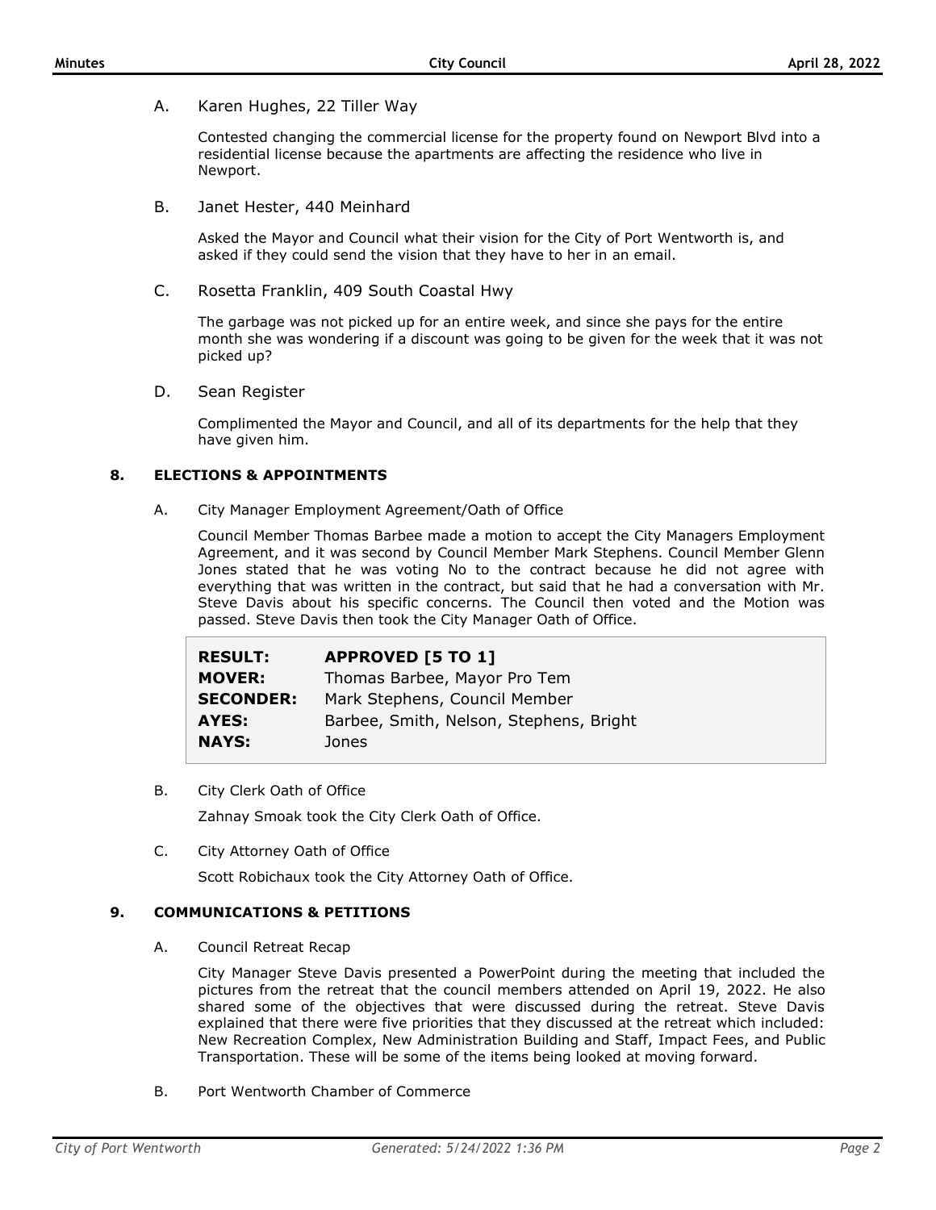A. Karen Hughes, 22 Tiller Way

Contested changing the commercial license for the property found on Newport Blvd into a residential license because the apartments are affecting the residence who live in Newport.

B. Janet Hester, 440 Meinhard

Asked the Mayor and Council what their vision for the City of Port Wentworth is, and asked if they could send the vision that they have to her in an email.

C. Rosetta Franklin, 409 South Coastal Hwy

The garbage was not picked up for an entire week, and since she pays for the entire month she was wondering if a discount was going to be given for the week that it was not picked up?

D. Sean Register

Complimented the Mayor and Council, and all of its departments for the help that they have given him.

## 8. ELECTIONS & APPOINTMENTS

A. City Manager Employment Agreement/Oath of Office

Council Member Thomas Barbee made a motion to accept the City Managers Employment Agreement, and it was second by Council Member Mark Stephens. Council Member Glenn Jones stated that he was voting No to the contract because he did not agree with everything that was written in the contract, but said that he had a conversation with Mr. Steve Davis about his specific concerns. The Council then voted and the Motion was passed. Steve Davis then took the City Manager Oath of Office.

| | |
|---|---|
| **RESULT:** | **APPROVED [5 TO 1]** |
| **MOVER:** | Thomas Barbee, Mayor Pro Tem |
| **SECONDER:** | Mark Stephens, Council Member |
| **AYES:** | Barbee, Smith, Nelson, Stephens, Bright |
| **NAYS:** | Jones |

B. City Clerk Oath of Office

Zahnay Smoak took the City Clerk Oath of Office.

C. City Attorney Oath of Office

Scott Robichaux took the City Attorney Oath of Office.

## 9. COMMUNICATIONS & PETITIONS

A. Council Retreat Recap

City Manager Steve Davis presented a PowerPoint during the meeting that included the pictures from the retreat that the council members attended on April 19, 2022. He also shared some of the objectives that were discussed during the retreat. Steve Davis explained that there were five priorities that they discussed at the retreat which included: New Recreation Complex, New Administration Building and Staff, Impact Fees, and Public Transportation. These will be some of the items being looked at moving forward.

B. Port Wentworth Chamber of Commerce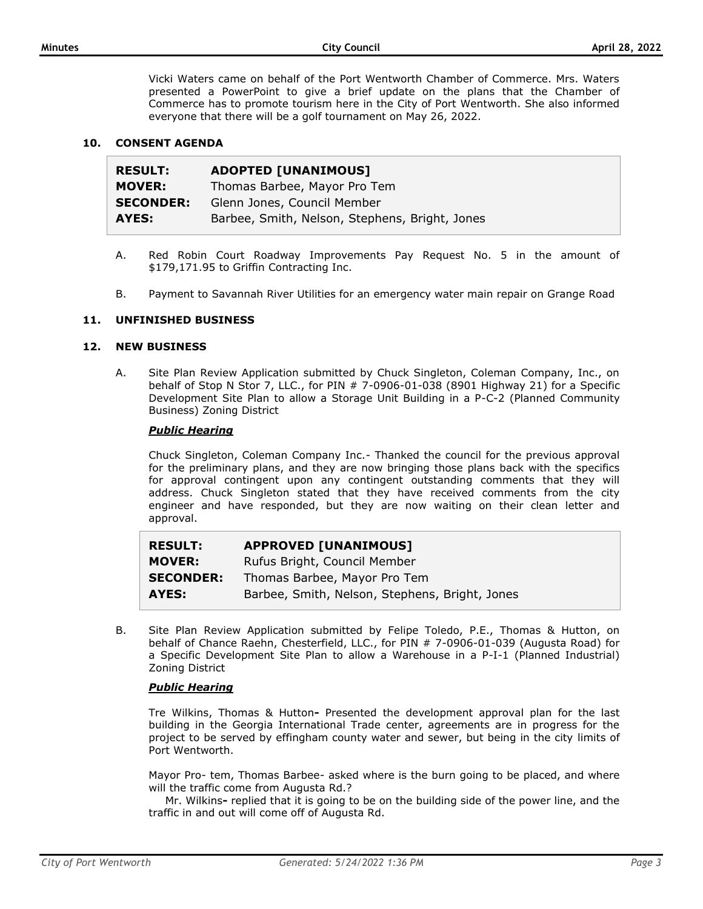Vicki Waters came on behalf of the Port Wentworth Chamber of Commerce. Mrs. Waters presented a PowerPoint to give a brief update on the plans that the Chamber of Commerce has to promote tourism here in the City of Port Wentworth. She also informed everyone that there will be a golf tournament on May 26, 2022.

## 10. CONSENT AGENDA

| | |
|---|---|
| **RESULT:** | **ADOPTED [UNANIMOUS]** |
| **MOVER:** | Thomas Barbee, Mayor Pro Tem |
| **SECONDER:** | Glenn Jones, Council Member |
| **AYES:** | Barbee, Smith, Nelson, Stephens, Bright, Jones |

A. Red Robin Court Roadway Improvements Pay Request No. 5 in the amount of $179,171.95 to Griffin Contracting Inc.

B. Payment to Savannah River Utilities for an emergency water main repair on Grange Road

## 11. UNFINISHED BUSINESS

## 12. NEW BUSINESS

A. Site Plan Review Application submitted by Chuck Singleton, Coleman Company, Inc., on behalf of Stop N Stor 7, LLC., for PIN # 7-0906-01-038 (8901 Highway 21) for a Specific Development Site Plan to allow a Storage Unit Building in a P-C-2 (Planned Community Business) Zoning District

***Public Hearing***

Chuck Singleton, Coleman Company Inc.- Thanked the council for the previous approval for the preliminary plans, and they are now bringing those plans back with the specifics for approval contingent upon any contingent outstanding comments that they will address. Chuck Singleton stated that they have received comments from the city engineer and have responded, but they are now waiting on their clean letter and approval.

| | |
|---|---|
| **RESULT:** | **APPROVED [UNANIMOUS]** |
| **MOVER:** | Rufus Bright, Council Member |
| **SECONDER:** | Thomas Barbee, Mayor Pro Tem |
| **AYES:** | Barbee, Smith, Nelson, Stephens, Bright, Jones |

B. Site Plan Review Application submitted by Felipe Toledo, P.E., Thomas & Hutton, on behalf of Chance Raehn, Chesterfield, LLC., for PIN # 7-0906-01-039 (Augusta Road) for a Specific Development Site Plan to allow a Warehouse in a P-I-1 (Planned Industrial) Zoning District

***Public Hearing***

Tre Wilkins, Thomas & Hutton**-** Presented the development approval plan for the last building in the Georgia International Trade center, agreements are in progress for the project to be served by effingham county water and sewer, but being in the city limits of Port Wentworth.

Mayor Pro- tem, Thomas Barbee- asked where is the burn going to be placed, and where will the traffic come from Augusta Rd.?

Mr. Wilkins**-** replied that it is going to be on the building side of the power line, and the traffic in and out will come off of Augusta Rd.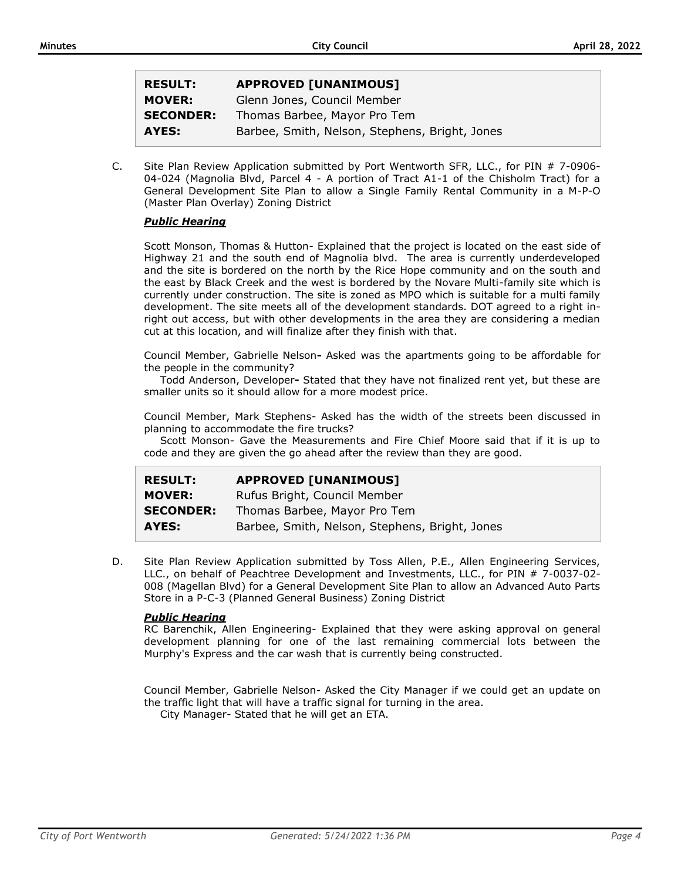| RESULT: | APPROVED [UNANIMOUS] |
|---|---|
| MOVER: | Glenn Jones, Council Member |
| SECONDER: | Thomas Barbee, Mayor Pro Tem |
| AYES: | Barbee, Smith, Nelson, Stephens, Bright, Jones |

C. Site Plan Review Application submitted by Port Wentworth SFR, LLC., for PIN # 7-0906-04-024 (Magnolia Blvd, Parcel 4 - A portion of Tract A1-1 of the Chisholm Tract) for a General Development Site Plan to allow a Single Family Rental Community in a M-P-O (Master Plan Overlay) Zoning District

***Public Hearing***

Scott Monson, Thomas & Hutton- Explained that the project is located on the east side of Highway 21 and the south end of Magnolia blvd. The area is currently underdeveloped and the site is bordered on the north by the Rice Hope community and on the south and the east by Black Creek and the west is bordered by the Novare Multi-family site which is currently under construction. The site is zoned as MPO which is suitable for a multi family development. The site meets all of the development standards. DOT agreed to a right in-right out access, but with other developments in the area they are considering a median cut at this location, and will finalize after they finish with that.

Council Member, Gabrielle Nelson**-** Asked was the apartments going to be affordable for the people in the community?

Todd Anderson, Developer**-** Stated that they have not finalized rent yet, but these are smaller units so it should allow for a more modest price.

Council Member, Mark Stephens- Asked has the width of the streets been discussed in planning to accommodate the fire trucks?

Scott Monson- Gave the Measurements and Fire Chief Moore said that if it is up to code and they are given the go ahead after the review than they are good.

| RESULT: | APPROVED [UNANIMOUS] |
|---|---|
| MOVER: | Rufus Bright, Council Member |
| SECONDER: | Thomas Barbee, Mayor Pro Tem |
| AYES: | Barbee, Smith, Nelson, Stephens, Bright, Jones |

D. Site Plan Review Application submitted by Toss Allen, P.E., Allen Engineering Services, LLC., on behalf of Peachtree Development and Investments, LLC., for PIN # 7-0037-02-008 (Magellan Blvd) for a General Development Site Plan to allow an Advanced Auto Parts Store in a P-C-3 (Planned General Business) Zoning District

***Public Hearing***

RC Barenchik, Allen Engineering- Explained that they were asking approval on general development planning for one of the last remaining commercial lots between the Murphy's Express and the car wash that is currently being constructed.

Council Member, Gabrielle Nelson- Asked the City Manager if we could get an update on the traffic light that will have a traffic signal for turning in the area.

City Manager- Stated that he will get an ETA.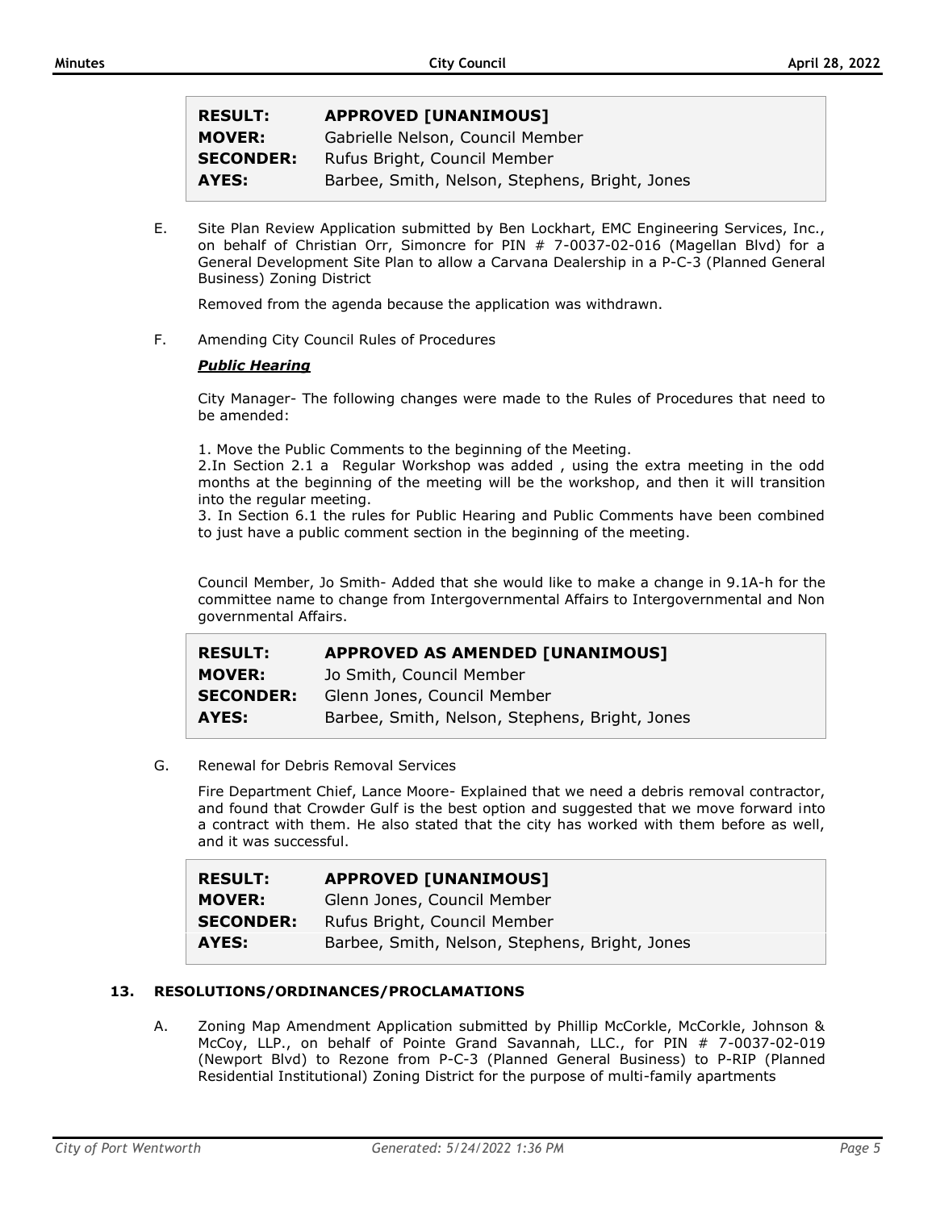| RESULT: | APPROVED [UNANIMOUS] |
|---|---|
| MOVER: | Gabrielle Nelson, Council Member |
| SECONDER: | Rufus Bright, Council Member |
| AYES: | Barbee, Smith, Nelson, Stephens, Bright, Jones |

E. Site Plan Review Application submitted by Ben Lockhart, EMC Engineering Services, Inc., on behalf of Christian Orr, Simoncre for PIN # 7-0037-02-016 (Magellan Blvd) for a General Development Site Plan to allow a Carvana Dealership in a P-C-3 (Planned General Business) Zoning District

Removed from the agenda because the application was withdrawn.

F. Amending City Council Rules of Procedures

***Public Hearing***

City Manager- The following changes were made to the Rules of Procedures that need to be amended:

1. Move the Public Comments to the beginning of the Meeting.
2.In Section 2.1 a Regular Workshop was added , using the extra meeting in the odd months at the beginning of the meeting will be the workshop, and then it will transition into the regular meeting.
3. In Section 6.1 the rules for Public Hearing and Public Comments have been combined to just have a public comment section in the beginning of the meeting.

Council Member, Jo Smith- Added that she would like to make a change in 9.1A-h for the committee name to change from Intergovernmental Affairs to Intergovernmental and Non governmental Affairs.

| RESULT: | APPROVED AS AMENDED [UNANIMOUS] |
|---|---|
| MOVER: | Jo Smith, Council Member |
| SECONDER: | Glenn Jones, Council Member |
| AYES: | Barbee, Smith, Nelson, Stephens, Bright, Jones |

G. Renewal for Debris Removal Services

Fire Department Chief, Lance Moore- Explained that we need a debris removal contractor, and found that Crowder Gulf is the best option and suggested that we move forward into a contract with them. He also stated that the city has worked with them before as well, and it was successful.

| RESULT: | APPROVED [UNANIMOUS] |
|---|---|
| MOVER: | Glenn Jones, Council Member |
| SECONDER: | Rufus Bright, Council Member |
| AYES: | Barbee, Smith, Nelson, Stephens, Bright, Jones |

## 13. RESOLUTIONS/ORDINANCES/PROCLAMATIONS

A. Zoning Map Amendment Application submitted by Phillip McCorkle, McCorkle, Johnson & McCoy, LLP., on behalf of Pointe Grand Savannah, LLC., for PIN # 7-0037-02-019 (Newport Blvd) to Rezone from P-C-3 (Planned General Business) to P-RIP (Planned Residential Institutional) Zoning District for the purpose of multi-family apartments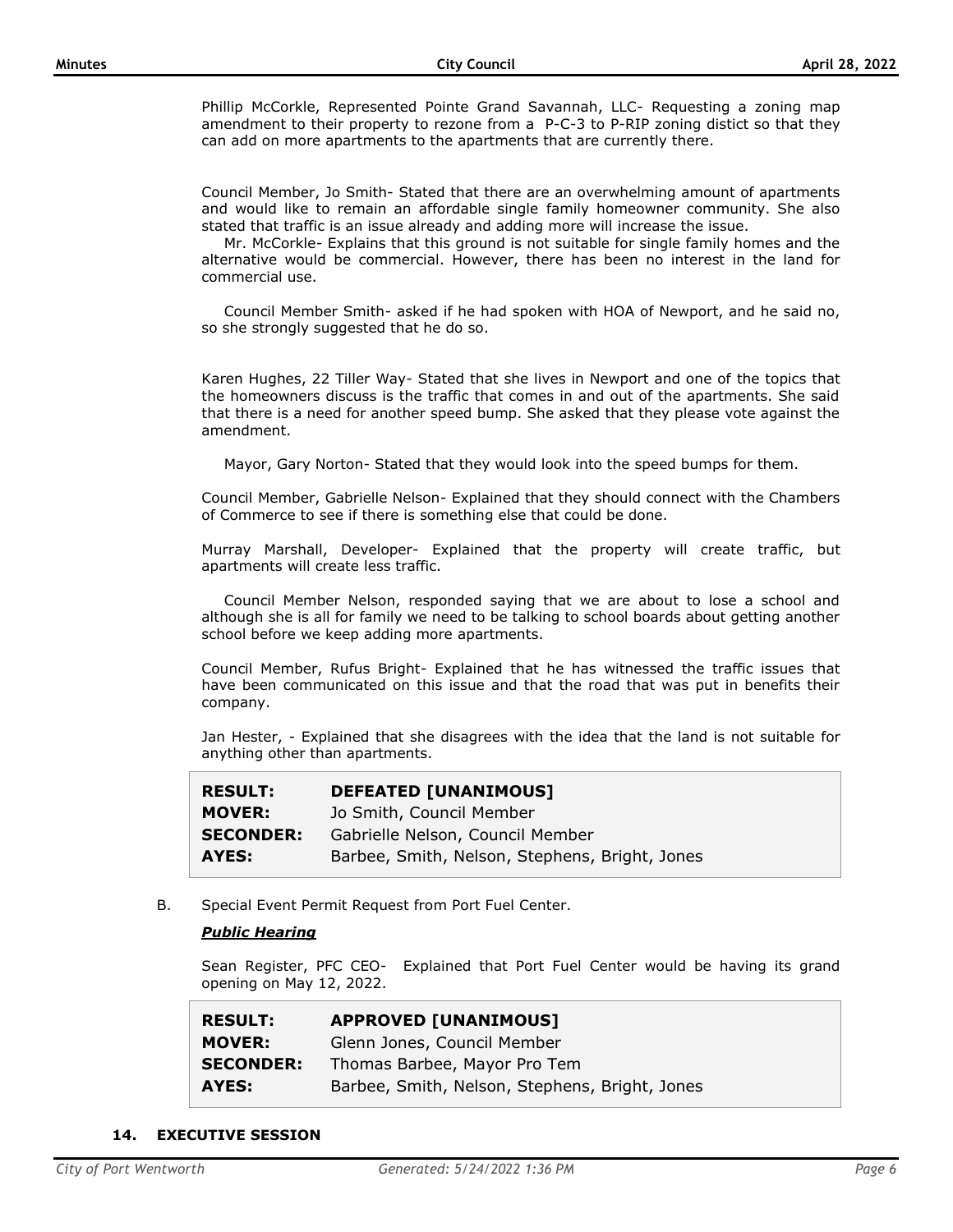Phillip McCorkle, Represented Pointe Grand Savannah, LLC- Requesting a zoning map amendment to their property to rezone from a P-C-3 to P-RIP zoning distict so that they can add on more apartments to the apartments that are currently there.

Council Member, Jo Smith- Stated that there are an overwhelming amount of apartments and would like to remain an affordable single family homeowner community. She also stated that traffic is an issue already and adding more will increase the issue.

Mr. McCorkle- Explains that this ground is not suitable for single family homes and the alternative would be commercial. However, there has been no interest in the land for commercial use.

Council Member Smith- asked if he had spoken with HOA of Newport, and he said no, so she strongly suggested that he do so.

Karen Hughes, 22 Tiller Way- Stated that she lives in Newport and one of the topics that the homeowners discuss is the traffic that comes in and out of the apartments. She said that there is a need for another speed bump. She asked that they please vote against the amendment.

Mayor, Gary Norton- Stated that they would look into the speed bumps for them.

Council Member, Gabrielle Nelson- Explained that they should connect with the Chambers of Commerce to see if there is something else that could be done.

Murray Marshall, Developer- Explained that the property will create traffic, but apartments will create less traffic.

Council Member Nelson, responded saying that we are about to lose a school and although she is all for family we need to be talking to school boards about getting another school before we keep adding more apartments.

Council Member, Rufus Bright- Explained that he has witnessed the traffic issues that have been communicated on this issue and that the road that was put in benefits their company.

Jan Hester, - Explained that she disagrees with the idea that the land is not suitable for anything other than apartments.

| | |
|---|---|
| **RESULT:** | **DEFEATED [UNANIMOUS]** |
| **MOVER:** | Jo Smith, Council Member |
| **SECONDER:** | Gabrielle Nelson, Council Member |
| **AYES:** | Barbee, Smith, Nelson, Stephens, Bright, Jones |

B. Special Event Permit Request from Port Fuel Center.

***Public Hearing***

Sean Register, PFC CEO- Explained that Port Fuel Center would be having its grand opening on May 12, 2022.

| | |
|---|---|
| **RESULT:** | **APPROVED [UNANIMOUS]** |
| **MOVER:** | Glenn Jones, Council Member |
| **SECONDER:** | Thomas Barbee, Mayor Pro Tem |
| **AYES:** | Barbee, Smith, Nelson, Stephens, Bright, Jones |

## 14. EXECUTIVE SESSION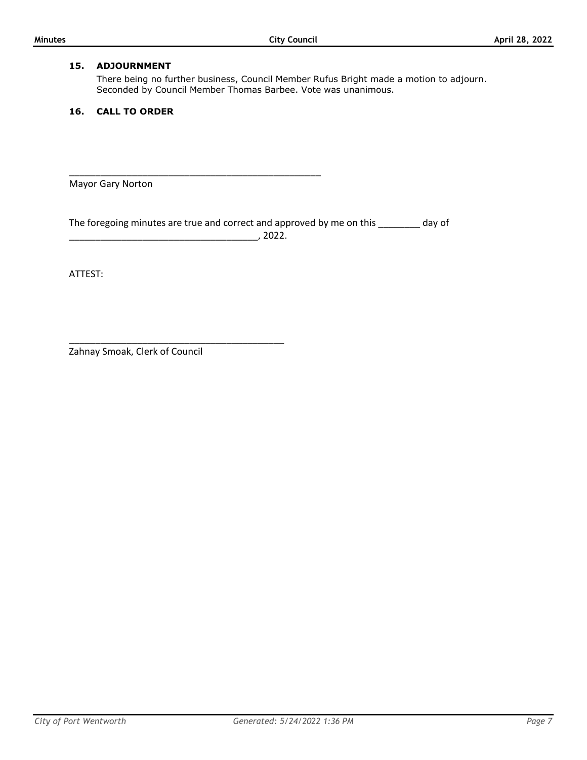**15. ADJOURNMENT**

There being no further business, Council Member Rufus Bright made a motion to adjourn. Seconded by Council Member Thomas Barbee. Vote was unanimous.

**16. CALL TO ORDER**

_______________________________________________

Mayor Gary Norton

The foregoing minutes are true and correct and approved by me on this ________ day of ___________________________________, 2022.

ATTEST:

_________________________________________

Zahnay Smoak, Clerk of Council